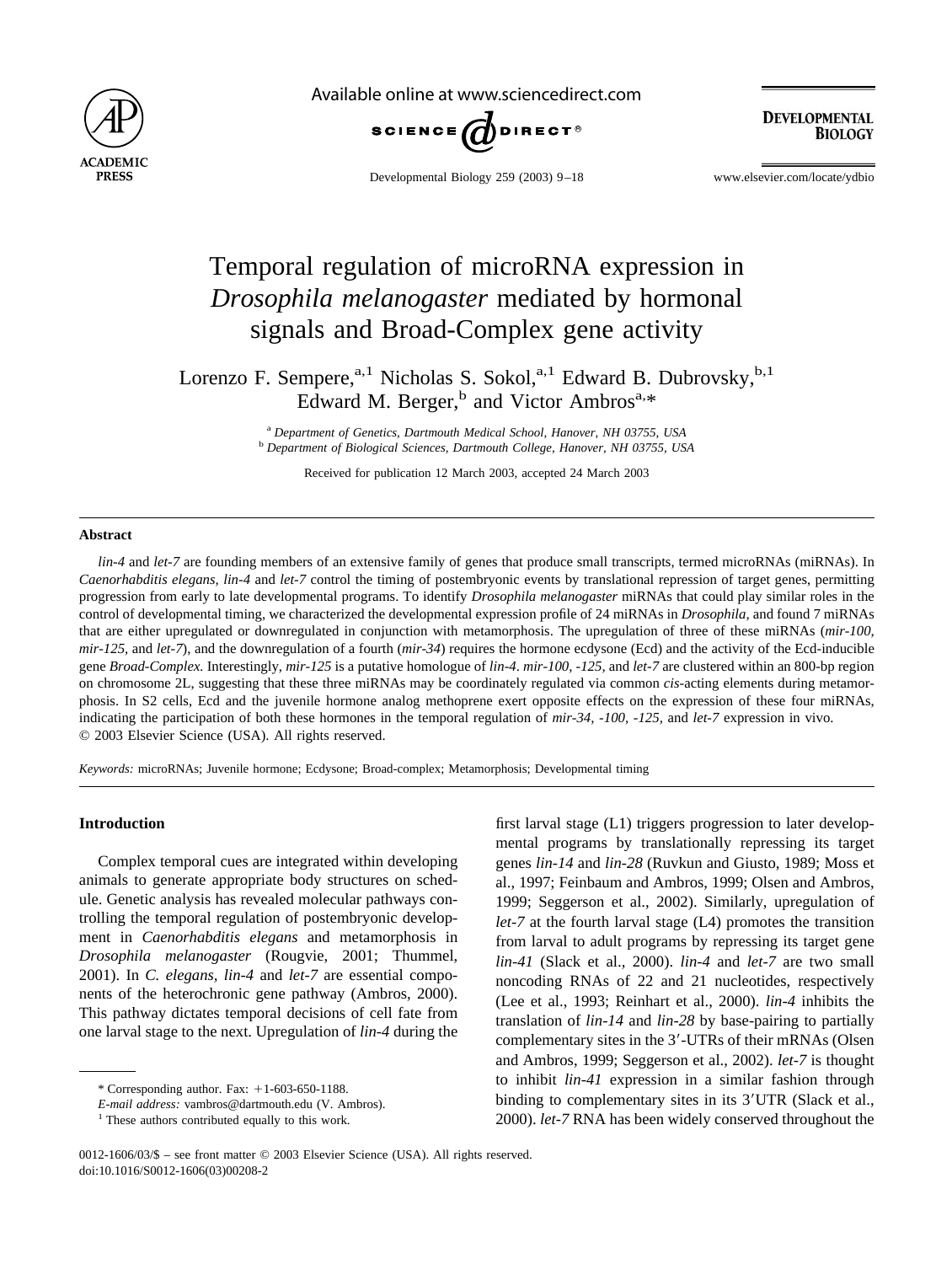# Temporal regulation of microRNA expression in *Drosophila melanogaster* mediated by hormonal signals and Broad-Complex gene activity

Lorenzo F. Sempere,[a,1] Nicholas S. Sokol,[a,1] Edward B. Dubrovsky,[b,1] Edward M. Berger,[b] and Victor Ambros[a,*]

[a] *Department of Genetics, Dartmouth Medical School, Hanover, NH 03755, USA*
[b] *Department of Biological Sciences, Dartmouth College, Hanover, NH 03755, USA*

Received for publication 12 March 2003, accepted 24 March 2003

## Abstract

*lin-4* and *let-7* are founding members of an extensive family of genes that produce small transcripts, termed microRNAs (miRNAs). In *Caenorhabditis elegans, lin-4* and *let-7* control the timing of postembryonic events by translational repression of target genes, permitting progression from early to late developmental programs. To identify *Drosophila melanogaster* miRNAs that could play similar roles in the control of developmental timing, we characterized the developmental expression profile of 24 miRNAs in *Drosophila,* and found 7 miRNAs that are either upregulated or downregulated in conjunction with metamorphosis. The upregulation of three of these miRNAs (*mir-100, mir-125,* and *let-7*), and the downregulation of a fourth (*mir-34*) requires the hormone ecdysone (Ecd) and the activity of the Ecd-inducible gene *Broad-Complex.* Interestingly, *mir-125* is a putative homologue of *lin-4*. *mir-100, -125,* and *let-7* are clustered within an 800-bp region on chromosome 2L, suggesting that these three miRNAs may be coordinately regulated via common *cis*-acting elements during metamorphosis. In S2 cells, Ecd and the juvenile hormone analog methoprene exert opposite effects on the expression of these four miRNAs, indicating the participation of both these hormones in the temporal regulation of *mir-34, -100, -125,* and *let-7* expression in vivo.
© 2003 Elsevier Science (USA). All rights reserved.

*Keywords:* microRNAs; Juvenile hormone; Ecdysone; Broad-complex; Metamorphosis; Developmental timing

## Introduction

Complex temporal cues are integrated within developing animals to generate appropriate body structures on schedule. Genetic analysis has revealed molecular pathways controlling the temporal regulation of postembryonic development in *Caenorhabditis elegans* and metamorphosis in *Drosophila melanogaster* (Rougvie, 2001; Thummel, 2001). In *C. elegans, lin-4* and *let-7* are essential components of the heterochronic gene pathway (Ambros, 2000). This pathway dictates temporal decisions of cell fate from one larval stage to the next. Upregulation of *lin-4* during the first larval stage (L1) triggers progression to later developmental programs by translationally repressing its target genes *lin-14* and *lin-28* (Ruvkun and Giusto, 1989; Moss et al., 1997; Feinbaum and Ambros, 1999; Olsen and Ambros, 1999; Seggerson et al., 2002). Similarly, upregulation of *let-7* at the fourth larval stage (L4) promotes the transition from larval to adult programs by repressing its target gene *lin-41* (Slack et al., 2000). *lin-4* and *let-7* are two small noncoding RNAs of 22 and 21 nucleotides, respectively (Lee et al., 1993; Reinhart et al., 2000). *lin-4* inhibits the translation of *lin-14* and *lin-28* by base-pairing to partially complementary sites in the 3′-UTRs of their mRNAs (Olsen and Ambros, 1999; Seggerson et al., 2002). *let-7* is thought to inhibit *lin-41* expression in a similar fashion through binding to complementary sites in its 3′UTR (Slack et al., 2000). *let-7* RNA has been widely conserved throughout the

\* Corresponding author. Fax: +1-603-650-1188.
*E-mail address:* vambros@dartmouth.edu (V. Ambros).
[1] These authors contributed equally to this work.

0012-1606/03/$ – see front matter © 2003 Elsevier Science (USA). All rights reserved.
doi:10.1016/S0012-1606(03)00208-2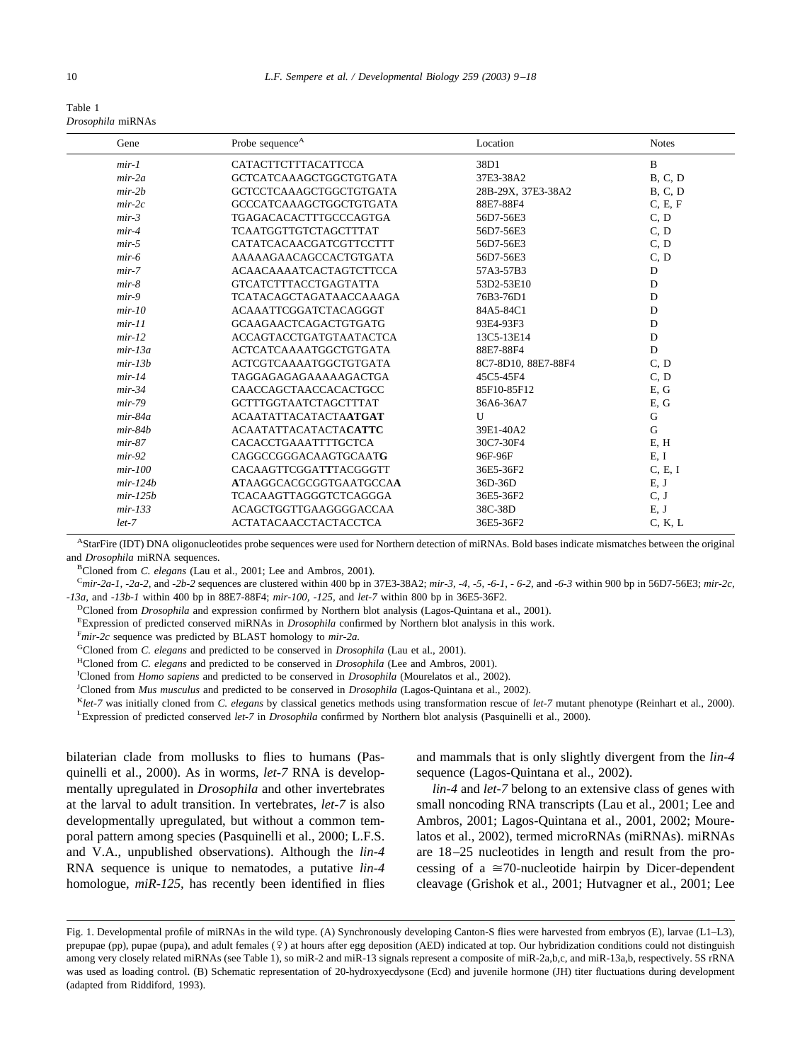Table 1
*Drosophila* miRNAs

| Gene | Probe sequence[A] | Location | Notes |
|---|---|---|---|
| *mir-1* | CATACTTCTTTACATTCCA | 38D1 | B |
| *mir-2a* | GCTCATCAAAGCTGGCTGTGATA | 37E3-38A2 | B, C, D |
| *mir-2b* | GCTCCTCAAAGCTGGCTGTGATA | 28B-29X, 37E3-38A2 | B, C, D |
| *mir-2c* | GCCCATCAAAGCTGGCTGTGATA | 88E7-88F4 | C, E, F |
| *mir-3* | TGAGACACACTTTGCCCAGTGA | 56D7-56E3 | C, D |
| *mir-4* | TCAATGGTTGTCTAGCTTTAT | 56D7-56E3 | C, D |
| *mir-5* | CATATCACAACGATCGTTCCTTT | 56D7-56E3 | C, D |
| *mir-6* | AAAAAGAACAGCCACTGTGATA | 56D7-56E3 | C, D |
| *mir-7* | ACAACAAAATCACTAGTCTTCCA | 57A3-57B3 | D |
| *mir-8* | GTCATCTTTACCTGAGTATTA | 53D2-53E10 | D |
| *mir-9* | TCATACAGCTAGATAACCAAAGA | 76B3-76D1 | D |
| *mir-10* | ACAAATTCGGATCTACAGGGT | 84A5-84C1 | D |
| *mir-11* | GCAAGAACTCAGACTGTGATG | 93E4-93F3 | D |
| *mir-12* | ACCAGTACCTGATGTAATACTCA | 13C5-13E14 | D |
| *mir-13a* | ACTCATCAAAATGGCTGTGATA | 88E7-88F4 | D |
| *mir-13b* | ACTCGTCAAAATGGCTGTGATA | 8C7-8D10, 88E7-88F4 | C, D |
| *mir-14* | TAGGAGAGAGAAAAAGACTGA | 45C5-45F4 | C, D |
| *mir-34* | CAACCAGCTAACCACACTGCC | 85F10-85F12 | E, G |
| *mir-79* | GCTTTGGTAATCTAGCTTTAT | 36A6-36A7 | E, G |
| *mir-84a* | ACAATATTACATACTA**ATGAT** | U | G |
| *mir-84b* | ACAATATTACATACTA**CATTC** | 39E1-40A2 | G |
| *mir-87* | CACACCTGAAATTTTGCTCA | 30C7-30F4 | E, H |
| *mir-92* | CAGGCCGGGACAAGTGCAAT**G** | 96F-96F | E, I |
| *mir-100* | CACAAGTTCGGAT**T**TACGGGTT | 36E5-36F2 | C, E, I |
| *mir-124b* | **A**TAAGGCACGCGGTGAATGCCA**A** | 36D-36D | E, J |
| *mir-125b* | TCACAAGTTAGGGTCTCAGGGA | 36E5-36F2 | C, J |
| *mir-133* | ACAGCTGGTTGAAGGGGACCAA | 38C-38D | E, J |
| *let-7* | ACTATACAACCTACTACCTCA | 36E5-36F2 | C, K, L |

[A]StarFire (IDT) DNA oligonucleotides probe sequences were used for Northern detection of miRNAs. Bold bases indicate mismatches between the original and *Drosophila* miRNA sequences.

[B]Cloned from *C. elegans* (Lau et al., 2001; Lee and Ambros, 2001).

[C]*mir-2a-1*, *-2a-2*, and *-2b-2* sequences are clustered within 400 bp in 37E3-38A2; *mir-3*, *-4*, *-5*, *-6-1*, *- 6-2*, and *-6-3* within 900 bp in 56D7-56E3; *mir-2c*, *-13a*, and *-13b-1* within 400 bp in 88E7-88F4; *mir-100*, *-125*, and *let-7* within 800 bp in 36E5-36F2.

[D]Cloned from *Drosophila* and expression confirmed by Northern blot analysis (Lagos-Quintana et al., 2001).

[E]Expression of predicted conserved miRNAs in *Drosophila* confirmed by Northern blot analysis in this work.

[F]*mir-2c* sequence was predicted by BLAST homology to *mir-2a*.

[G]Cloned from *C. elegans* and predicted to be conserved in *Drosophila* (Lau et al., 2001).

[H]Cloned from *C. elegans* and predicted to be conserved in *Drosophila* (Lee and Ambros, 2001).

[I]Cloned from *Homo sapiens* and predicted to be conserved in *Drosophila* (Mourelatos et al., 2002).

[J]Cloned from *Mus musculus* and predicted to be conserved in *Drosophila* (Lagos-Quintana et al., 2002).

[K]*let-7* was initially cloned from *C. elegans* by classical genetics methods using transformation rescue of *let-7* mutant phenotype (Reinhart et al., 2000).

[L]Expression of predicted conserved *let-7* in *Drosophila* confirmed by Northern blot analysis (Pasquinelli et al., 2000).

bilaterian clade from mollusks to flies to humans (Pasquinelli et al., 2000). As in worms, *let-7* RNA is developmentally upregulated in *Drosophila* and other invertebrates at the larval to adult transition. In vertebrates, *let-7* is also developmentally upregulated, but without a common temporal pattern among species (Pasquinelli et al., 2000; L.F.S. and V.A., unpublished observations). Although the *lin-4* RNA sequence is unique to nematodes, a putative *lin-4* homologue, *miR-125*, has recently been identified in flies and mammals that is only slightly divergent from the *lin-4* sequence (Lagos-Quintana et al., 2002).

*lin-4* and *let-7* belong to an extensive class of genes with small noncoding RNA transcripts (Lau et al., 2001; Lee and Ambros, 2001; Lagos-Quintana et al., 2001, 2002; Mourelatos et al., 2002), termed microRNAs (miRNAs). miRNAs are 18–25 nucleotides in length and result from the processing of a ≅70-nucleotide hairpin by Dicer-dependent cleavage (Grishok et al., 2001; Hutvagner et al., 2001; Lee

Fig. 1. Developmental profile of miRNAs in the wild type. (A) Synchronously developing Canton-S flies were harvested from embryos (E), larvae (L1–L3), prepupae (pp), pupae (pupa), and adult females (♀) at hours after egg deposition (AED) indicated at top. Our hybridization conditions could not distinguish among very closely related miRNAs (see Table 1), so miR-2 and miR-13 signals represent a composite of miR-2a,b,c, and miR-13a,b, respectively. 5S rRNA was used as loading control. (B) Schematic representation of 20-hydroxyecdysone (Ecd) and juvenile hormone (JH) titer fluctuations during development (adapted from Riddiford, 1993).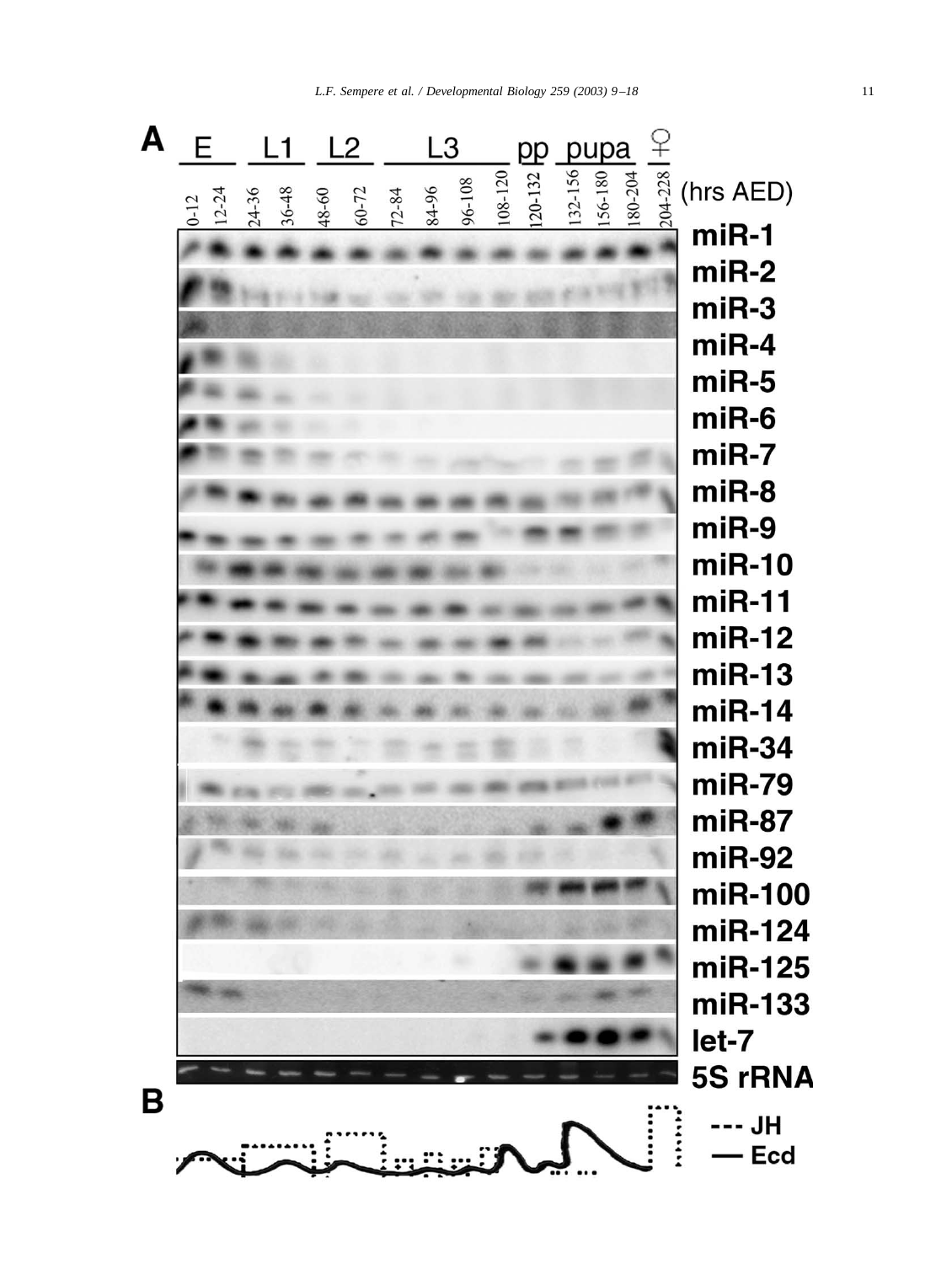**A**

E | L1 | L2 | L3 | pp | pupa | ♀

(hrs AED): 0-12, 12-24, 24-36, 36-48, 48-60, 60-72, 72-84, 84-96, 96-108, 108-120, 120-132, 132-156, 156-180, 180-204, 204-228

miR-1
miR-2
miR-3
miR-4
miR-5
miR-6
miR-7
miR-8
miR-9
miR-10
miR-11
miR-12
miR-13
miR-14
miR-34
miR-79
miR-87
miR-92
miR-100
miR-124
miR-125
miR-133
let-7
5S rRNA

**B**

--- JH
— Ecd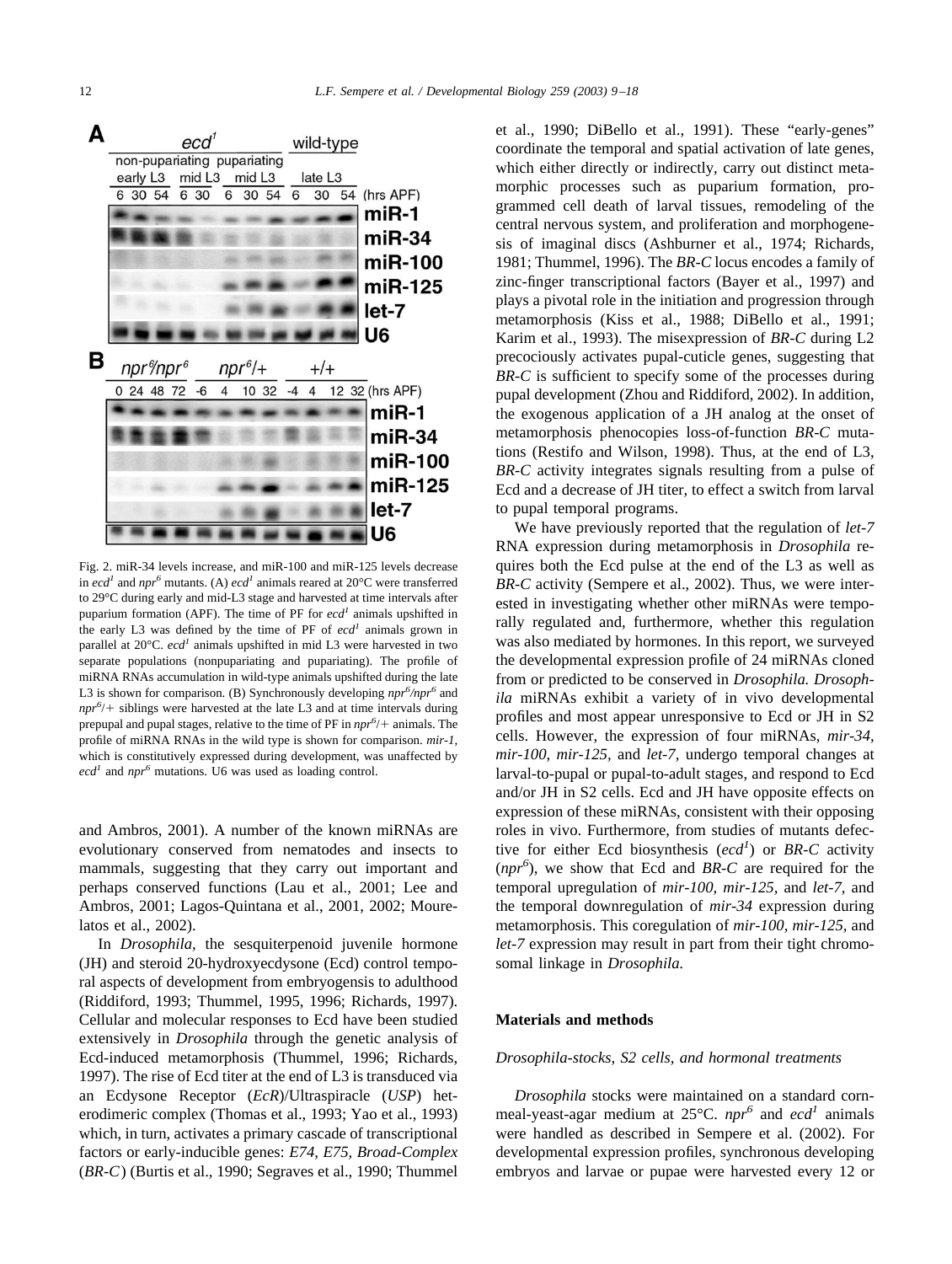Fig. 2. miR-34 levels increase, and miR-100 and miR-125 levels decrease in $ecd^1$ and $npr^6$ mutants. (A) $ecd^1$ animals reared at 20°C were transferred to 29°C during early and mid-L3 stage and harvested at time intervals after puparium formation (APF). The time of PF for $ecd^1$ animals upshifted in the early L3 was defined by the time of PF of $ecd^1$ animals grown in parallel at 20°C. $ecd^1$ animals upshifted in mid L3 were harvested in two separate populations (nonpupariating and pupariating). The profile of miRNA RNAs accumulation in wild-type animals upshifted during the late L3 is shown for comparison. (B) Synchronously developing $npr^6/npr^6$ and $npr^6/+$ siblings were harvested at the late L3 and at time intervals during prepupal and pupal stages, relative to the time of PF in $npr^6/+$ animals. The profile of miRNA RNAs in the wild type is shown for comparison. *mir-1*, which is constitutively expressed during development, was unaffected by $ecd^1$ and $npr^6$ mutations. U6 was used as loading control.

and Ambros, 2001). A number of the known miRNAs are evolutionary conserved from nematodes and insects to mammals, suggesting that they carry out important and perhaps conserved functions (Lau et al., 2001; Lee and Ambros, 2001; Lagos-Quintana et al., 2001, 2002; Mourelatos et al., 2002).

In *Drosophila*, the sesquiterpenoid juvenile hormone (JH) and steroid 20-hydroxyecdysone (Ecd) control temporal aspects of development from embryogensis to adulthood (Riddiford, 1993; Thummel, 1995, 1996; Richards, 1997). Cellular and molecular responses to Ecd have been studied extensively in *Drosophila* through the genetic analysis of Ecd-induced metamorphosis (Thummel, 1996; Richards, 1997). The rise of Ecd titer at the end of L3 is transduced via an Ecdysone Receptor (*EcR*)/Ultraspiracle (*USP*) heterodimeric complex (Thomas et al., 1993; Yao et al., 1993) which, in turn, activates a primary cascade of transcriptional factors or early-inducible genes: *E74*, *E75*, *Broad-Complex* (*BR-C*) (Burtis et al., 1990; Segraves et al., 1990; Thummel et al., 1990; DiBello et al., 1991). These "early-genes" coordinate the temporal and spatial activation of late genes, which either directly or indirectly, carry out distinct metamorphic processes such as puparium formation, programmed cell death of larval tissues, remodeling of the central nervous system, and proliferation and morphogenesis of imaginal discs (Ashburner et al., 1974; Richards, 1981; Thummel, 1996). The *BR-C* locus encodes a family of zinc-finger transcriptional factors (Bayer et al., 1997) and plays a pivotal role in the initiation and progression through metamorphosis (Kiss et al., 1988; DiBello et al., 1991; Karim et al., 1993). The misexpression of *BR-C* during L2 precociously activates pupal-cuticle genes, suggesting that *BR-C* is sufficient to specify some of the processes during pupal development (Zhou and Riddiford, 2002). In addition, the exogenous application of a JH analog at the onset of metamorphosis phenocopies loss-of-function *BR-C* mutations (Restifo and Wilson, 1998). Thus, at the end of L3, *BR-C* activity integrates signals resulting from a pulse of Ecd and a decrease of JH titer, to effect a switch from larval to pupal temporal programs.

We have previously reported that the regulation of *let-7* RNA expression during metamorphosis in *Drosophila* requires both the Ecd pulse at the end of the L3 as well as *BR-C* activity (Sempere et al., 2002). Thus, we were interested in investigating whether other miRNAs were temporally regulated and, furthermore, whether this regulation was also mediated by hormones. In this report, we surveyed the developmental expression profile of 24 miRNAs cloned from or predicted to be conserved in *Drosophila*. *Drosophila* miRNAs exhibit a variety of in vivo developmental profiles and most appear unresponsive to Ecd or JH in S2 cells. However, the expression of four miRNAs, *mir-34*, *mir-100*, *mir-125*, and *let-7*, undergo temporal changes at larval-to-pupal or pupal-to-adult stages, and respond to Ecd and/or JH in S2 cells. Ecd and JH have opposite effects on expression of these miRNAs, consistent with their opposing roles in vivo. Furthermore, from studies of mutants defective for either Ecd biosynthesis ($ecd^1$) or *BR-C* activity ($npr^6$), we show that Ecd and *BR-C* are required for the temporal upregulation of *mir-100*, *mir-125*, and *let-7*, and the temporal downregulation of *mir-34* expression during metamorphosis. This coregulation of *mir-100*, *mir-125*, and *let-7* expression may result in part from their tight chromosomal linkage in *Drosophila*.

## Materials and methods

### *Drosophila*-stocks, S2 cells, and hormonal treatments

*Drosophila* stocks were maintained on a standard cornmeal-yeast-agar medium at 25°C. $npr^6$ and $ecd^1$ animals were handled as described in Sempere et al. (2002). For developmental expression profiles, synchronous developing embryos and larvae or pupae were harvested every 12 or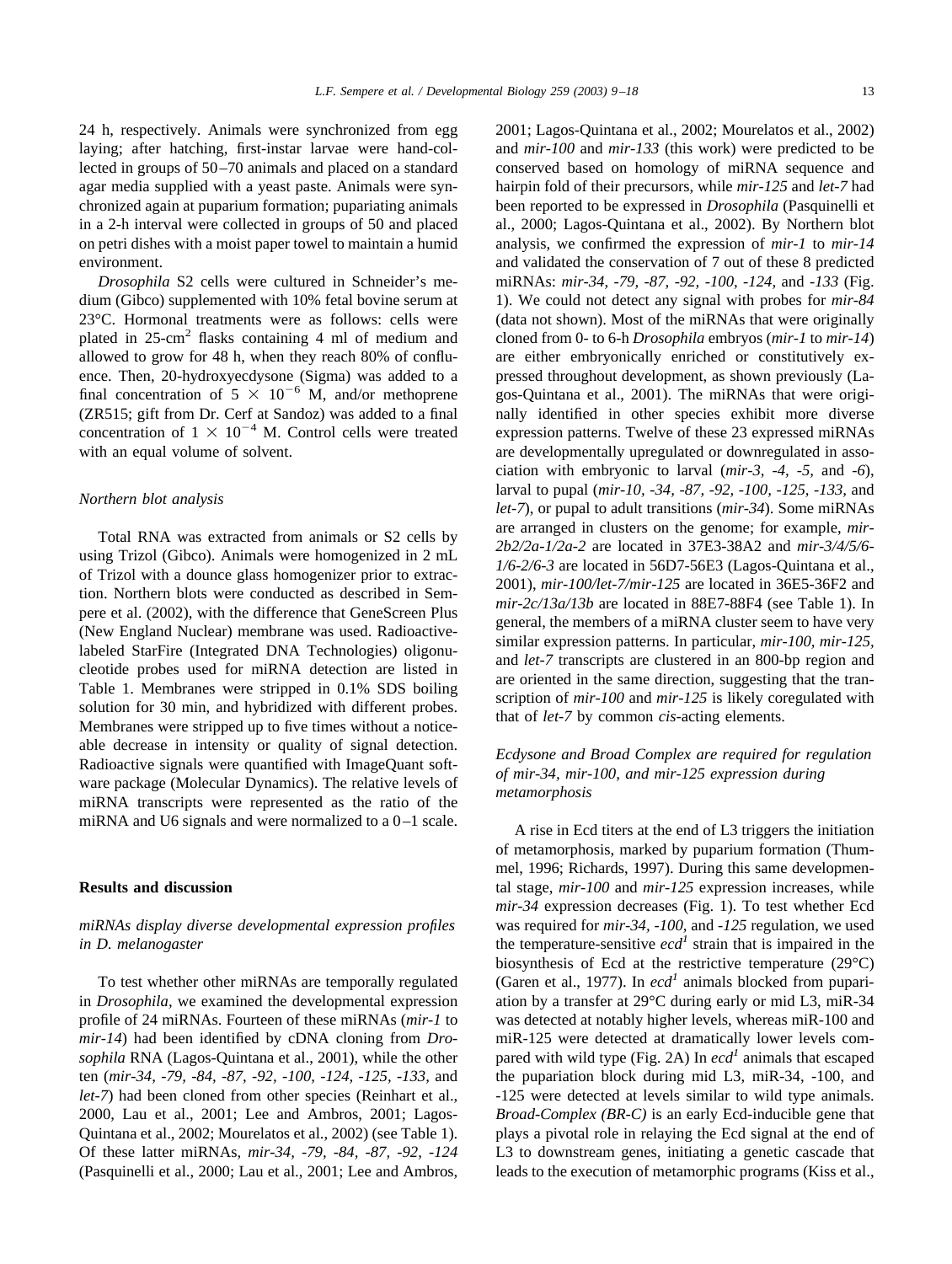24 h, respectively. Animals were synchronized from egg laying; after hatching, first-instar larvae were hand-collected in groups of 50–70 animals and placed on a standard agar media supplied with a yeast paste. Animals were synchronized again at puparium formation; pupariating animals in a 2-h interval were collected in groups of 50 and placed on petri dishes with a moist paper towel to maintain a humid environment.

*Drosophila* S2 cells were cultured in Schneider's medium (Gibco) supplemented with 10% fetal bovine serum at 23°C. Hormonal treatments were as follows: cells were plated in 25-cm$^2$ flasks containing 4 ml of medium and allowed to grow for 48 h, when they reach 80% of confluence. Then, 20-hydroxyecdysone (Sigma) was added to a final concentration of $5 \times 10^{-6}$ M, and/or methoprene (ZR515; gift from Dr. Cerf at Sandoz) was added to a final concentration of $1 \times 10^{-4}$ M. Control cells were treated with an equal volume of solvent.

### *Northern blot analysis*

Total RNA was extracted from animals or S2 cells by using Trizol (Gibco). Animals were homogenized in 2 mL of Trizol with a dounce glass homogenizer prior to extraction. Northern blots were conducted as described in Sempere et al. (2002), with the difference that GeneScreen Plus (New England Nuclear) membrane was used. Radioactive-labeled StarFire (Integrated DNA Technologies) oligonucleotide probes used for miRNA detection are listed in Table 1. Membranes were stripped in 0.1% SDS boiling solution for 30 min, and hybridized with different probes. Membranes were stripped up to five times without a noticeable decrease in intensity or quality of signal detection. Radioactive signals were quantified with ImageQuant software package (Molecular Dynamics). The relative levels of miRNA transcripts were represented as the ratio of the miRNA and U6 signals and were normalized to a 0–1 scale.

## Results and discussion

### *miRNAs display diverse developmental expression profiles in D. melanogaster*

To test whether other miRNAs are temporally regulated in *Drosophila*, we examined the developmental expression profile of 24 miRNAs. Fourteen of these miRNAs (*mir-1* to *mir-14*) had been identified by cDNA cloning from *Drosophila* RNA (Lagos-Quintana et al., 2001), while the other ten (*mir-34, -79, -84, -87, -92, -100, -124, -125, -133,* and *let-7*) had been cloned from other species (Reinhart et al., 2000, Lau et al., 2001; Lee and Ambros, 2001; Lagos-Quintana et al., 2002; Mourelatos et al., 2002) (see Table 1). Of these latter miRNAs, *mir-34, -79, -84, -87, -92, -124* (Pasquinelli et al., 2000; Lau et al., 2001; Lee and Ambros, 2001; Lagos-Quintana et al., 2002; Mourelatos et al., 2002) and *mir-100* and *mir-133* (this work) were predicted to be conserved based on homology of miRNA sequence and hairpin fold of their precursors, while *mir-125* and *let-7* had been reported to be expressed in *Drosophila* (Pasquinelli et al., 2000; Lagos-Quintana et al., 2002). By Northern blot analysis, we confirmed the expression of *mir-1* to *mir-14* and validated the conservation of 7 out of these 8 predicted miRNAs: *mir-34, -79, -87, -92, -100, -124,* and *-133* (Fig. 1). We could not detect any signal with probes for *mir-84* (data not shown). Most of the miRNAs that were originally cloned from 0- to 6-h *Drosophila* embryos (*mir-1* to *mir-14*) are either embryonically enriched or constitutively expressed throughout development, as shown previously (Lagos-Quintana et al., 2001). The miRNAs that were originally identified in other species exhibit more diverse expression patterns. Twelve of these 23 expressed miRNAs are developmentally upregulated or downregulated in association with embryonic to larval (*mir-3, -4, -5,* and *-6*), larval to pupal (*mir-10, -34, -87, -92, -100, -125, -133,* and *let-7*), or pupal to adult transitions (*mir-34*). Some miRNAs are arranged in clusters on the genome; for example, *mir-2b2/2a-1/2a-2* are located in 37E3-38A2 and *mir-3/4/5/6-1/6-2/6-3* are located in 56D7-56E3 (Lagos-Quintana et al., 2001), *mir-100/let-7/mir-125* are located in 36E5-36F2 and *mir-2c/13a/13b* are located in 88E7-88F4 (see Table 1). In general, the members of a miRNA cluster seem to have very similar expression patterns. In particular, *mir-100, mir-125,* and *let-7* transcripts are clustered in an 800-bp region and are oriented in the same direction, suggesting that the transcription of *mir-100* and *mir-125* is likely coregulated with that of *let-7* by common *cis*-acting elements.

### *Ecdysone and Broad Complex are required for regulation of mir-34, mir-100, and mir-125 expression during metamorphosis*

A rise in Ecd titers at the end of L3 triggers the initiation of metamorphosis, marked by puparium formation (Thummel, 1996; Richards, 1997). During this same developmental stage, *mir-100* and *mir-125* expression increases, while *mir-34* expression decreases (Fig. 1). To test whether Ecd was required for *mir-34, -100,* and *-125* regulation, we used the temperature-sensitive *ecd[1]* strain that is impaired in the biosynthesis of Ecd at the restrictive temperature (29°C) (Garen et al., 1977). In *ecd[1]* animals blocked from pupariation by a transfer at 29°C during early or mid L3, miR-34 was detected at notably higher levels, whereas miR-100 and miR-125 were detected at dramatically lower levels compared with wild type (Fig. 2A) In *ecd[1]* animals that escaped the pupariation block during mid L3, miR-34, -100, and -125 were detected at levels similar to wild type animals. *Broad-Complex (BR-C)* is an early Ecd-inducible gene that plays a pivotal role in relaying the Ecd signal at the end of L3 to downstream genes, initiating a genetic cascade that leads to the execution of metamorphic programs (Kiss et al.,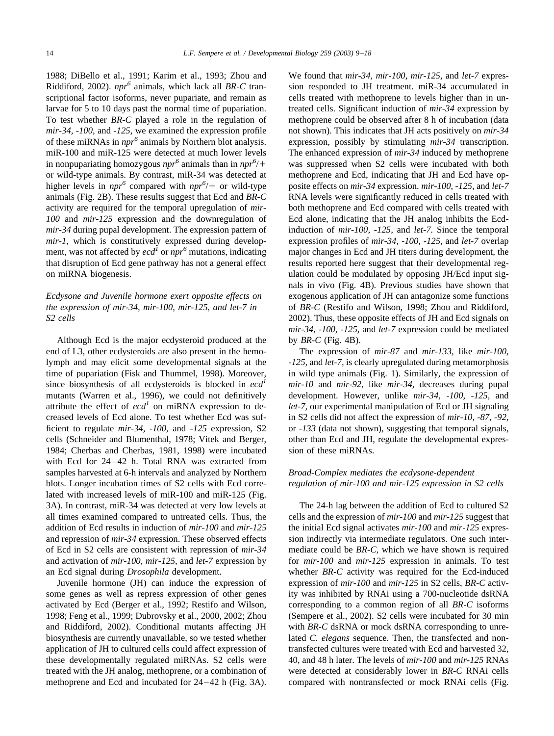1988; DiBello et al., 1991; Karim et al., 1993; Zhou and Riddiford, 2002). *npr*[6] animals, which lack all *BR-C* transcriptional factor isoforms, never pupariate, and remain as larvae for 5 to 10 days past the normal time of pupariation. To test whether *BR-C* played a role in the regulation of *mir-34*, *-100*, and *-125*, we examined the expression profile of these miRNAs in *npr*[6] animals by Northern blot analysis. miR-100 and miR-125 were detected at much lower levels in nonpupariating homozygous *npr*[6] animals than in *npr*[6]/+ or wild-type animals. By contrast, miR-34 was detected at higher levels in *npr*[6] compared with *npr*[6]/+ or wild-type animals (Fig. 2B). These results suggest that Ecd and *BR-C* activity are required for the temporal upregulation of *mir-100* and *mir-125* expression and the downregulation of *mir-34* during pupal development. The expression pattern of *mir-1*, which is constitutively expressed during development, was not affected by *ecd*[1] or *npr*[6] mutations, indicating that disruption of Ecd gene pathway has not a general effect on miRNA biogenesis.

### *Ecdysone and Juvenile hormone exert opposite effects on the expression of mir-34, mir-100, mir-125, and let-7 in S2 cells*

Although Ecd is the major ecdysteroid produced at the end of L3, other ecdysteroids are also present in the hemolymph and may elicit some developmental signals at the time of pupariation (Fisk and Thummel, 1998). Moreover, since biosynthesis of all ecdysteroids is blocked in *ecd*[1] mutants (Warren et al., 1996), we could not definitively attribute the effect of *ecd*[1] on miRNA expression to decreased levels of Ecd alone. To test whether Ecd was sufficient to regulate *mir-34*, *-100*, and *-125* expression, S2 cells (Schneider and Blumenthal, 1978; Vitek and Berger, 1984; Cherbas and Cherbas, 1981, 1998) were incubated with Ecd for 24–42 h. Total RNA was extracted from samples harvested at 6-h intervals and analyzed by Northern blots. Longer incubation times of S2 cells with Ecd correlated with increased levels of miR-100 and miR-125 (Fig. 3A). In contrast, miR-34 was detected at very low levels at all times examined compared to untreated cells. Thus, the addition of Ecd results in induction of *mir-100* and *mir-125* and repression of *mir-34* expression. These observed effects of Ecd in S2 cells are consistent with repression of *mir-34* and activation of *mir-100*, *mir-125*, and *let-7* expression by an Ecd signal during *Drosophila* development.

Juvenile hormone (JH) can induce the expression of some genes as well as repress expression of other genes activated by Ecd (Berger et al., 1992; Restifo and Wilson, 1998; Feng et al., 1999; Dubrovsky et al., 2000, 2002; Zhou and Riddiford, 2002). Conditional mutants affecting JH biosynthesis are currently unavailable, so we tested whether application of JH to cultured cells could affect expression of these developmentally regulated miRNAs. S2 cells were treated with the JH analog, methoprene, or a combination of methoprene and Ecd and incubated for 24–42 h (Fig. 3A). We found that *mir-34*, *mir-100*, *mir-125*, and *let-7* expression responded to JH treatment. miR-34 accumulated in cells treated with methoprene to levels higher than in untreated cells. Significant induction of *mir-34* expression by methoprene could be observed after 8 h of incubation (data not shown). This indicates that JH acts positively on *mir-34* expression, possibly by stimulating *mir-34* transcription. The enhanced expression of *mir-34* induced by methoprene was suppressed when S2 cells were incubated with both methoprene and Ecd, indicating that JH and Ecd have opposite effects on *mir-34* expression. *mir-100*, *-125*, and *let-7* RNA levels were significantly reduced in cells treated with both methoprene and Ecd compared with cells treated with Ecd alone, indicating that the JH analog inhibits the Ecd-induction of *mir-100*, *-125*, and *let-7*. Since the temporal expression profiles of *mir-34*, *-100*, *-125*, and *let-7* overlap major changes in Ecd and JH titers during development, the results reported here suggest that their developmental regulation could be modulated by opposing JH/Ecd input signals in vivo (Fig. 4B). Previous studies have shown that exogenous application of JH can antagonize some functions of *BR-C* (Restifo and Wilson, 1998; Zhou and Riddiford, 2002). Thus, these opposite effects of JH and Ecd signals on *mir-34*, *-100*, *-125*, and *let-7* expression could be mediated by *BR-C* (Fig. 4B).

The expression of *mir-87* and *mir-133*, like *mir-100*, *-125*, and *let-7*, is clearly upregulated during metamorphosis in wild type animals (Fig. 1). Similarly, the expression of *mir-10* and *mir-92*, like *mir-34*, decreases during pupal development. However, unlike *mir-34*, *-100*, *-125*, and *let-7*, our experimental manipulation of Ecd or JH signaling in S2 cells did not affect the expression of *mir-10*, *-87*, *-92*, or *-133* (data not shown), suggesting that temporal signals, other than Ecd and JH, regulate the developmental expression of these miRNAs.

### *Broad-Complex mediates the ecdysone-dependent regulation of mir-100 and mir-125 expression in S2 cells*

The 24-h lag between the addition of Ecd to cultured S2 cells and the expression of *mir-100* and *mir-125* suggest that the initial Ecd signal activates *mir-100* and *mir-125* expression indirectly via intermediate regulators. One such intermediate could be *BR-C*, which we have shown is required for *mir-100* and *mir-125* expression in animals. To test whether *BR-C* activity was required for the Ecd-induced expression of *mir-100* and *mir-125* in S2 cells, *BR-C* activity was inhibited by RNAi using a 700-nucleotide dsRNA corresponding to a common region of all *BR-C* isoforms (Sempere et al., 2002). S2 cells were incubated for 30 min with *BR-C* dsRNA or mock dsRNA corresponding to unrelated *C. elegans* sequence. Then, the transfected and nontransfected cultures were treated with Ecd and harvested 32, 40, and 48 h later. The levels of *mir-100* and *mir-125* RNAs were detected at considerably lower in *BR-C* RNAi cells compared with nontransfected or mock RNAi cells (Fig.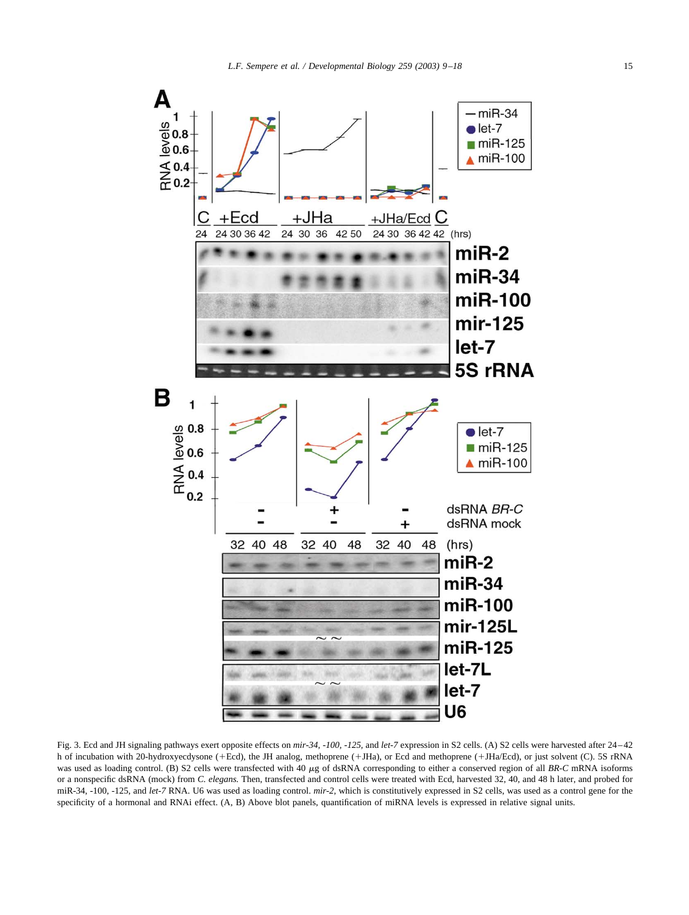Fig. 3. Ecd and JH signaling pathways exert opposite effects on *mir-34*, *-100*, *-125*, and *let-7* expression in S2 cells. (A) S2 cells were harvested after 24–42 h of incubation with 20-hydroxyecdysone (+Ecd), the JH analog, methoprene (+JHa), or Ecd and methoprene (+JHa/Ecd), or just solvent (C). 5S rRNA was used as loading control. (B) S2 cells were transfected with 40 μg of dsRNA corresponding to either a conserved region of all *BR-C* mRNA isoforms or a nonspecific dsRNA (mock) from *C. elegans*. Then, transfected and control cells were treated with Ecd, harvested 32, 40, and 48 h later, and probed for miR-34, -100, -125, and *let-7* RNA. U6 was used as loading control. *mir-2*, which is constitutively expressed in S2 cells, was used as a control gene for the specificity of a hormonal and RNAi effect. (A, B) Above blot panels, quantification of miRNA levels is expressed in relative signal units.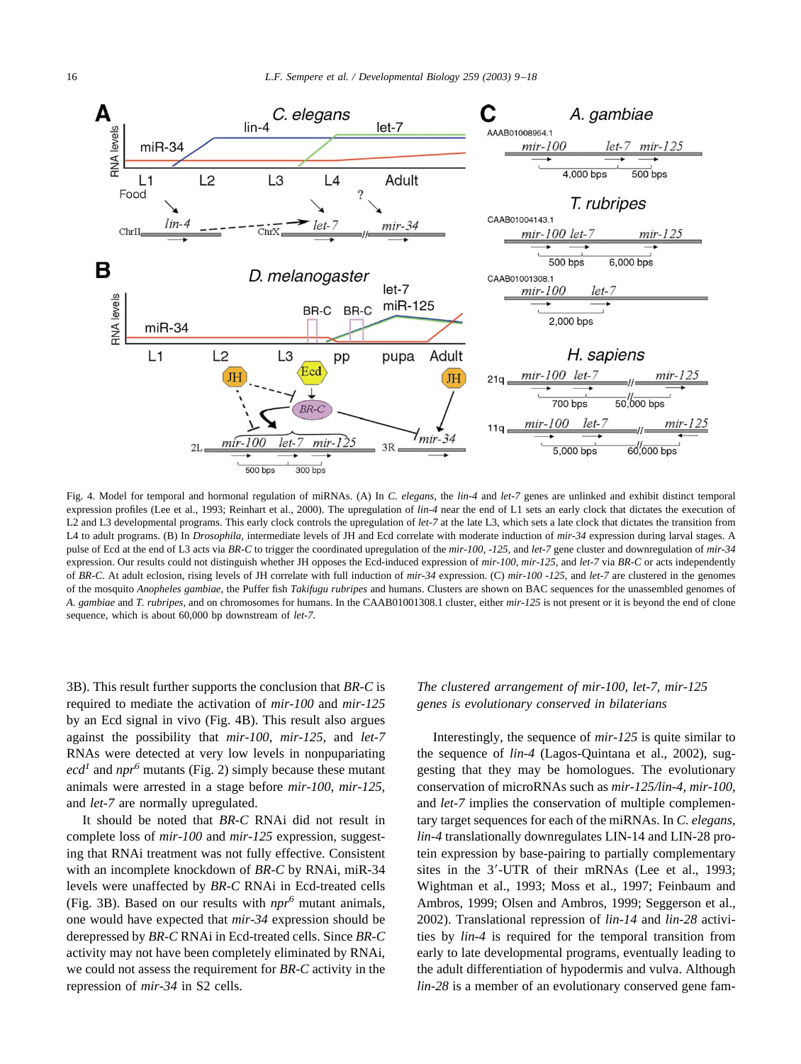Fig. 4. Model for temporal and hormonal regulation of miRNAs. (A) In *C. elegans*, the *lin-4* and *let-7* genes are unlinked and exhibit distinct temporal expression profiles (Lee et al., 1993; Reinhart et al., 2000). The upregulation of *lin-4* near the end of L1 sets an early clock that dictates the execution of L2 and L3 developmental programs. This early clock controls the upregulation of *let-7* at the late L3, which sets a late clock that dictates the transition from L4 to adult programs. (B) In *Drosophila*, intermediate levels of JH and Ecd correlate with moderate induction of *mir-34* expression during larval stages. A pulse of Ecd at the end of L3 acts via *BR-C* to trigger the coordinated upregulation of the *mir-100, -125*, and *let-7* gene cluster and downregulation of *mir-34* expression. Our results could not distinguish whether JH opposes the Ecd-induced expression of *mir-100, mir-125*, and *let-7* via *BR-C* or acts independently of *BR-C*. At adult eclosion, rising levels of JH correlate with full induction of *mir-34* expression. (C) *mir-100 -125*, and *let-7* are clustered in the genomes of the mosquito *Anopheles gambiae*, the Puffer fish *Takifugu rubripes* and humans. Clusters are shown on BAC sequences for the unassembled genomes of *A. gambiae* and *T. rubripes*, and on chromosomes for humans. In the CAAB01001308.1 cluster, either *mir-125* is not present or it is beyond the end of clone sequence, which is about 60,000 bp downstream of *let-7*.

3B). This result further supports the conclusion that *BR-C* is required to mediate the activation of *mir-100* and *mir-125* by an Ecd signal in vivo (Fig. 4B). This result also argues against the possibility that *mir-100, mir-125*, and *let-7* RNAs were detected at very low levels in nonpupariating *ecd*[1] and *npr*[6] mutants (Fig. 2) simply because these mutant animals were arrested in a stage before *mir-100, mir-125*, and *let-7* are normally upregulated.

It should be noted that *BR-C* RNAi did not result in complete loss of *mir-100* and *mir-125* expression, suggesting that RNAi treatment was not fully effective. Consistent with an incomplete knockdown of *BR-C* by RNAi, miR-34 levels were unaffected by *BR-C* RNAi in Ecd-treated cells (Fig. 3B). Based on our results with *npr*[6] mutant animals, one would have expected that *mir-34* expression should be derepressed by *BR-C* RNAi in Ecd-treated cells. Since *BR-C* activity may not have been completely eliminated by RNAi, we could not assess the requirement for *BR-C* activity in the repression of *mir-34* in S2 cells.

### *The clustered arrangement of mir-100, let-7, mir-125 genes is evolutionary conserved in bilaterians*

Interestingly, the sequence of *mir-125* is quite similar to the sequence of *lin-4* (Lagos-Quintana et al., 2002), suggesting that they may be homologues. The evolutionary conservation of microRNAs such as *mir-125/lin-4, mir-100*, and *let-7* implies the conservation of multiple complementary target sequences for each of the miRNAs. In *C. elegans*, *lin-4* translationally downregulates LIN-14 and LIN-28 protein expression by base-pairing to partially complementary sites in the 3′-UTR of their mRNAs (Lee et al., 1993; Wightman et al., 1993; Moss et al., 1997; Feinbaum and Ambros, 1999; Olsen and Ambros, 1999; Seggerson et al., 2002). Translational repression of *lin-14* and *lin-28* activities by *lin-4* is required for the temporal transition from early to late developmental programs, eventually leading to the adult differentiation of hypodermis and vulva. Although *lin-28* is a member of an evolutionary conserved gene fam-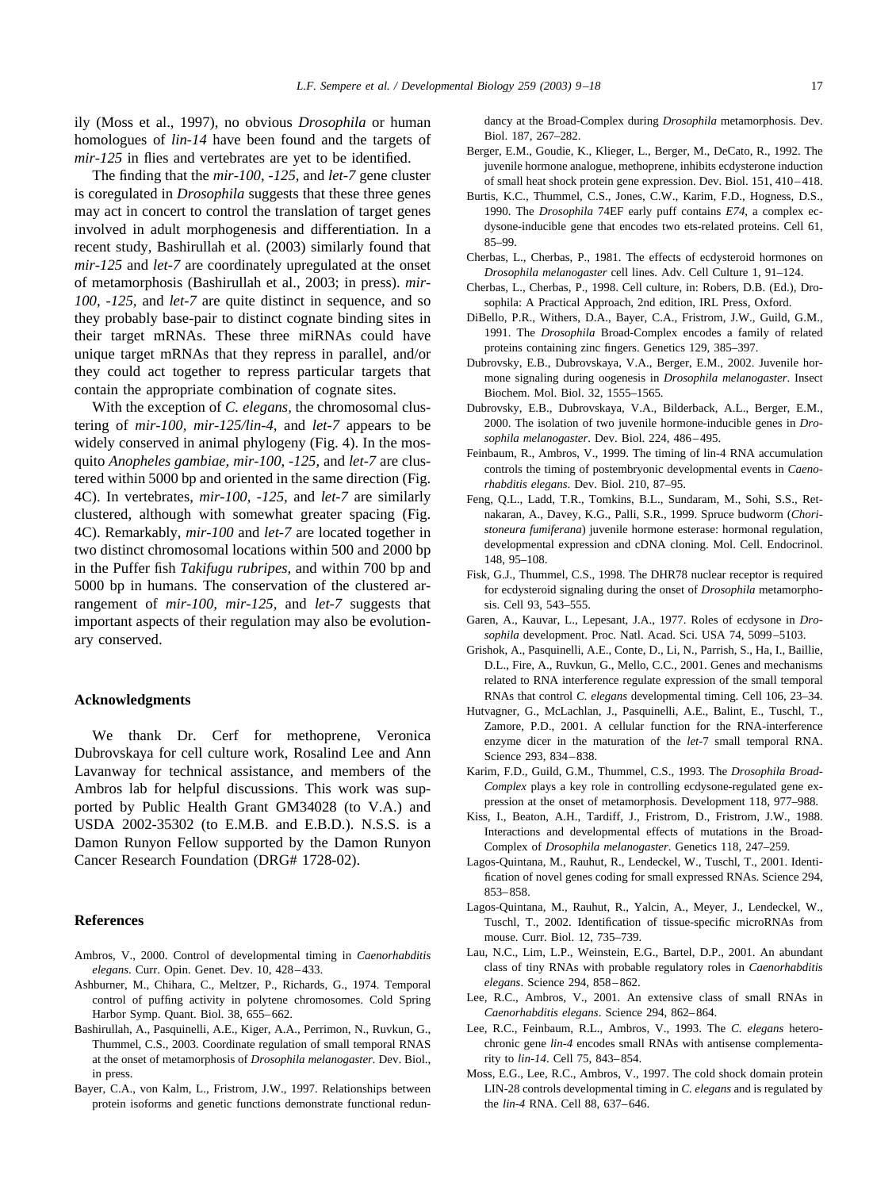ily (Moss et al., 1997), no obvious *Drosophila* or human homologues of *lin-14* have been found and the targets of *mir-125* in flies and vertebrates are yet to be identified.

The finding that the *mir-100*, *-125*, and *let-7* gene cluster is coregulated in *Drosophila* suggests that these three genes may act in concert to control the translation of target genes involved in adult morphogenesis and differentiation. In a recent study, Bashirullah et al. (2003) similarly found that *mir-125* and *let-7* are coordinately upregulated at the onset of metamorphosis (Bashirullah et al., 2003; in press). *mir-100*, *-125*, and *let-7* are quite distinct in sequence, and so they probably base-pair to distinct cognate binding sites in their target mRNAs. These three miRNAs could have unique target mRNAs that they repress in parallel, and/or they could act together to repress particular targets that contain the appropriate combination of cognate sites.

With the exception of *C. elegans*, the chromosomal clustering of *mir-100*, *mir-125/lin-4*, and *let-7* appears to be widely conserved in animal phylogeny (Fig. 4). In the mosquito *Anopheles gambiae*, *mir-100*, *-125*, and *let-7* are clustered within 5000 bp and oriented in the same direction (Fig. 4C). In vertebrates, *mir-100*, *-125*, and *let-7* are similarly clustered, although with somewhat greater spacing (Fig. 4C). Remarkably, *mir-100* and *let-7* are located together in two distinct chromosomal locations within 500 and 2000 bp in the Puffer fish *Takifugu rubripes*, and within 700 bp and 5000 bp in humans. The conservation of the clustered arrangement of *mir-100*, *mir-125*, and *let-7* suggests that important aspects of their regulation may also be evolutionary conserved.

## Acknowledgments

We thank Dr. Cerf for methoprene, Veronica Dubrovskaya for cell culture work, Rosalind Lee and Ann Lavanway for technical assistance, and members of the Ambros lab for helpful discussions. This work was supported by Public Health Grant GM34028 (to V.A.) and USDA 2002-35302 (to E.M.B. and E.B.D.). N.S.S. is a Damon Runyon Fellow supported by the Damon Runyon Cancer Research Foundation (DRG# 1728-02).

## References

Ambros, V., 2000. Control of developmental timing in *Caenorhabditis elegans*. Curr. Opin. Genet. Dev. 10, 428–433.

Ashburner, M., Chihara, C., Meltzer, P., Richards, G., 1974. Temporal control of puffing activity in polytene chromosomes. Cold Spring Harbor Symp. Quant. Biol. 38, 655–662.

Bashirullah, A., Pasquinelli, A.E., Kiger, A.A., Perrimon, N., Ruvkun, G., Thummel, C.S., 2003. Coordinate regulation of small temporal RNAS at the onset of metamorphosis of *Drosophila melanogaster*. Dev. Biol., in press.

Bayer, C.A., von Kalm, L., Fristrom, J.W., 1997. Relationships between protein isoforms and genetic functions demonstrate functional redundancy at the Broad-Complex during *Drosophila* metamorphosis. Dev. Biol. 187, 267–282.

Berger, E.M., Goudie, K., Klieger, L., Berger, M., DeCato, R., 1992. The juvenile hormone analogue, methoprene, inhibits ecdysterone induction of small heat shock protein gene expression. Dev. Biol. 151, 410–418.

Burtis, K.C., Thummel, C.S., Jones, C.W., Karim, F.D., Hogness, D.S., 1990. The *Drosophila* 74EF early puff contains *E74*, a complex ecdysone-inducible gene that encodes two ets-related proteins. Cell 61, 85–99.

Cherbas, L., Cherbas, P., 1981. The effects of ecdysteroid hormones on *Drosophila melanogaster* cell lines. Adv. Cell Culture 1, 91–124.

Cherbas, L., Cherbas, P., 1998. Cell culture, in: Robers, D.B. (Ed.), Drosophila: A Practical Approach, 2nd edition, IRL Press, Oxford.

DiBello, P.R., Withers, D.A., Bayer, C.A., Fristrom, J.W., Guild, G.M., 1991. The *Drosophila* Broad-Complex encodes a family of related proteins containing zinc fingers. Genetics 129, 385–397.

Dubrovsky, E.B., Dubrovskaya, V.A., Berger, E.M., 2002. Juvenile hormone signaling during oogenesis in *Drosophila melanogaster*. Insect Biochem. Mol. Biol. 32, 1555–1565.

Dubrovsky, E.B., Dubrovskaya, V.A., Bilderback, A.L., Berger, E.M., 2000. The isolation of two juvenile hormone-inducible genes in *Drosophila melanogaster*. Dev. Biol. 224, 486–495.

Feinbaum, R., Ambros, V., 1999. The timing of lin-4 RNA accumulation controls the timing of postembryonic developmental events in *Caenorhabditis elegans*. Dev. Biol. 210, 87–95.

Feng, Q.L., Ladd, T.R., Tomkins, B.L., Sundaram, M., Sohi, S.S., Retnakaran, A., Davey, K.G., Palli, S.R., 1999. Spruce budworm (*Choristoneura fumiferana*) juvenile hormone esterase: hormonal regulation, developmental expression and cDNA cloning. Mol. Cell. Endocrinol. 148, 95–108.

Fisk, G.J., Thummel, C.S., 1998. The DHR78 nuclear receptor is required for ecdysteroid signaling during the onset of *Drosophila* metamorphosis. Cell 93, 543–555.

Garen, A., Kauvar, L., Lepesant, J.A., 1977. Roles of ecdysone in *Drosophila* development. Proc. Natl. Acad. Sci. USA 74, 5099–5103.

Grishok, A., Pasquinelli, A.E., Conte, D., Li, N., Parrish, S., Ha, I., Baillie, D.L., Fire, A., Ruvkun, G., Mello, C.C., 2001. Genes and mechanisms related to RNA interference regulate expression of the small temporal RNAs that control *C. elegans* developmental timing. Cell 106, 23–34.

Hutvagner, G., McLachlan, J., Pasquinelli, A.E., Balint, E., Tuschl, T., Zamore, P.D., 2001. A cellular function for the RNA-interference enzyme dicer in the maturation of the *let*-7 small temporal RNA. Science 293, 834–838.

Karim, F.D., Guild, G.M., Thummel, C.S., 1993. The *Drosophila Broad-Complex* plays a key role in controlling ecdysone-regulated gene expression at the onset of metamorphosis. Development 118, 977–988.

Kiss, I., Beaton, A.H., Tardiff, J., Fristrom, D., Fristrom, J.W., 1988. Interactions and developmental effects of mutations in the Broad-Complex of *Drosophila melanogaster*. Genetics 118, 247–259.

Lagos-Quintana, M., Rauhut, R., Lendeckel, W., Tuschl, T., 2001. Identification of novel genes coding for small expressed RNAs. Science 294, 853–858.

Lagos-Quintana, M., Rauhut, R., Yalcin, A., Meyer, J., Lendeckel, W., Tuschl, T., 2002. Identification of tissue-specific microRNAs from mouse. Curr. Biol. 12, 735–739.

Lau, N.C., Lim, L.P., Weinstein, E.G., Bartel, D.P., 2001. An abundant class of tiny RNAs with probable regulatory roles in *Caenorhabditis elegans*. Science 294, 858–862.

Lee, R.C., Ambros, V., 2001. An extensive class of small RNAs in *Caenorhabditis elegans*. Science 294, 862–864.

Lee, R.C., Feinbaum, R.L., Ambros, V., 1993. The *C. elegans* heterochronic gene *lin-4* encodes small RNAs with antisense complementarity to *lin-14*. Cell 75, 843–854.

Moss, E.G., Lee, R.C., Ambros, V., 1997. The cold shock domain protein LIN-28 controls developmental timing in *C. elegans* and is regulated by the *lin-4* RNA. Cell 88, 637–646.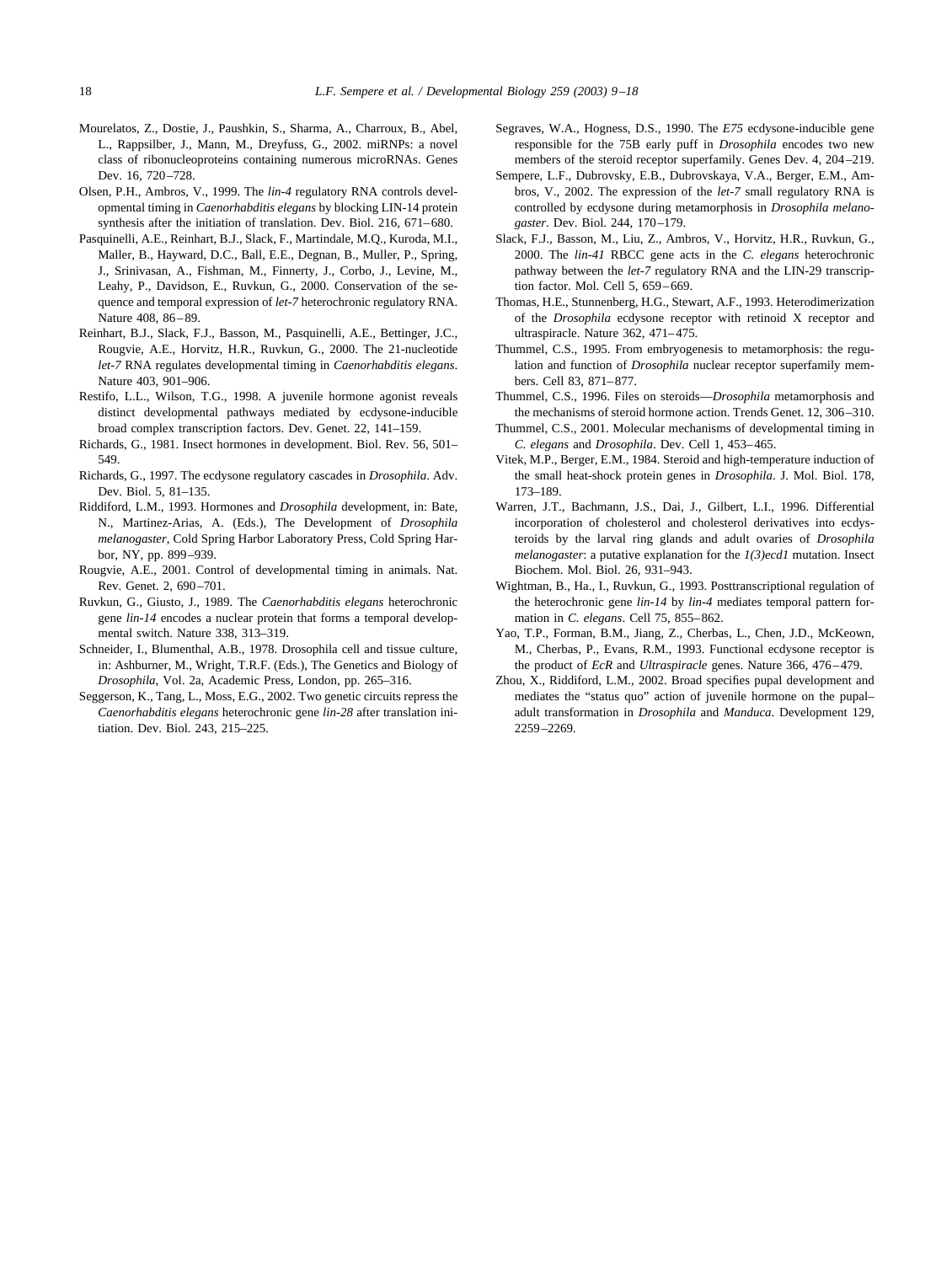Mourelatos, Z., Dostie, J., Paushkin, S., Sharma, A., Charroux, B., Abel, L., Rappsilber, J., Mann, M., Dreyfuss, G., 2002. miRNPs: a novel class of ribonucleoproteins containing numerous microRNAs. Genes Dev. 16, 720–728.

Olsen, P.H., Ambros, V., 1999. The *lin-4* regulatory RNA controls developmental timing in *Caenorhabditis elegans* by blocking LIN-14 protein synthesis after the initiation of translation. Dev. Biol. 216, 671–680.

Pasquinelli, A.E., Reinhart, B.J., Slack, F., Martindale, M.Q., Kuroda, M.I., Maller, B., Hayward, D.C., Ball, E.E., Degnan, B., Muller, P., Spring, J., Srinivasan, A., Fishman, M., Finnerty, J., Corbo, J., Levine, M., Leahy, P., Davidson, E., Ruvkun, G., 2000. Conservation of the sequence and temporal expression of *let-7* heterochronic regulatory RNA. Nature 408, 86–89.

Reinhart, B.J., Slack, F.J., Basson, M., Pasquinelli, A.E., Bettinger, J.C., Rougvie, A.E., Horvitz, H.R., Ruvkun, G., 2000. The 21-nucleotide *let-7* RNA regulates developmental timing in *Caenorhabditis elegans*. Nature 403, 901–906.

Restifo, L.L., Wilson, T.G., 1998. A juvenile hormone agonist reveals distinct developmental pathways mediated by ecdysone-inducible broad complex transcription factors. Dev. Genet. 22, 141–159.

Richards, G., 1981. Insect hormones in development. Biol. Rev. 56, 501–549.

Richards, G., 1997. The ecdysone regulatory cascades in *Drosophila*. Adv. Dev. Biol. 5, 81–135.

Riddiford, L.M., 1993. Hormones and *Drosophila* development, in: Bate, N., Martinez-Arias, A. (Eds.), The Development of *Drosophila melanogaster*, Cold Spring Harbor Laboratory Press, Cold Spring Harbor, NY, pp. 899–939.

Rougvie, A.E., 2001. Control of developmental timing in animals. Nat. Rev. Genet. 2, 690–701.

Ruvkun, G., Giusto, J., 1989. The *Caenorhabditis elegans* heterochronic gene *lin-14* encodes a nuclear protein that forms a temporal developmental switch. Nature 338, 313–319.

Schneider, I., Blumenthal, A.B., 1978. Drosophila cell and tissue culture, in: Ashburner, M., Wright, T.R.F. (Eds.), The Genetics and Biology of *Drosophila*, Vol. 2a, Academic Press, London, pp. 265–316.

Seggerson, K., Tang, L., Moss, E.G., 2002. Two genetic circuits repress the *Caenorhabditis elegans* heterochronic gene *lin-28* after translation initiation. Dev. Biol. 243, 215–225.

Segraves, W.A., Hogness, D.S., 1990. The *E75* ecdysone-inducible gene responsible for the 75B early puff in *Drosophila* encodes two new members of the steroid receptor superfamily. Genes Dev. 4, 204–219.

Sempere, L.F., Dubrovsky, E.B., Dubrovskaya, V.A., Berger, E.M., Ambros, V., 2002. The expression of the *let-7* small regulatory RNA is controlled by ecdysone during metamorphosis in *Drosophila melanogaster*. Dev. Biol. 244, 170–179.

Slack, F.J., Basson, M., Liu, Z., Ambros, V., Horvitz, H.R., Ruvkun, G., 2000. The *lin-41* RBCC gene acts in the *C. elegans* heterochronic pathway between the *let-7* regulatory RNA and the LIN-29 transcription factor. Mol. Cell 5, 659–669.

Thomas, H.E., Stunnenberg, H.G., Stewart, A.F., 1993. Heterodimerization of the *Drosophila* ecdysone receptor with retinoid X receptor and ultraspiracle. Nature 362, 471–475.

Thummel, C.S., 1995. From embryogenesis to metamorphosis: the regulation and function of *Drosophila* nuclear receptor superfamily members. Cell 83, 871–877.

Thummel, C.S., 1996. Files on steroids—*Drosophila* metamorphosis and the mechanisms of steroid hormone action. Trends Genet. 12, 306–310.

Thummel, C.S., 2001. Molecular mechanisms of developmental timing in *C. elegans* and *Drosophila*. Dev. Cell 1, 453–465.

Vitek, M.P., Berger, E.M., 1984. Steroid and high-temperature induction of the small heat-shock protein genes in *Drosophila*. J. Mol. Biol. 178, 173–189.

Warren, J.T., Bachmann, J.S., Dai, J., Gilbert, L.I., 1996. Differential incorporation of cholesterol and cholesterol derivatives into ecdysteroids by the larval ring glands and adult ovaries of *Drosophila melanogaster*: a putative explanation for the *1(3)ecd1* mutation. Insect Biochem. Mol. Biol. 26, 931–943.

Wightman, B., Ha., I., Ruvkun, G., 1993. Posttranscriptional regulation of the heterochronic gene *lin-14* by *lin-4* mediates temporal pattern formation in *C. elegans*. Cell 75, 855–862.

Yao, T.P., Forman, B.M., Jiang, Z., Cherbas, L., Chen, J.D., McKeown, M., Cherbas, P., Evans, R.M., 1993. Functional ecdysone receptor is the product of *EcR* and *Ultraspiracle* genes. Nature 366, 476–479.

Zhou, X., Riddiford, L.M., 2002. Broad specifies pupal development and mediates the "status quo" action of juvenile hormone on the pupal–adult transformation in *Drosophila* and *Manduca*. Development 129, 2259–2269.